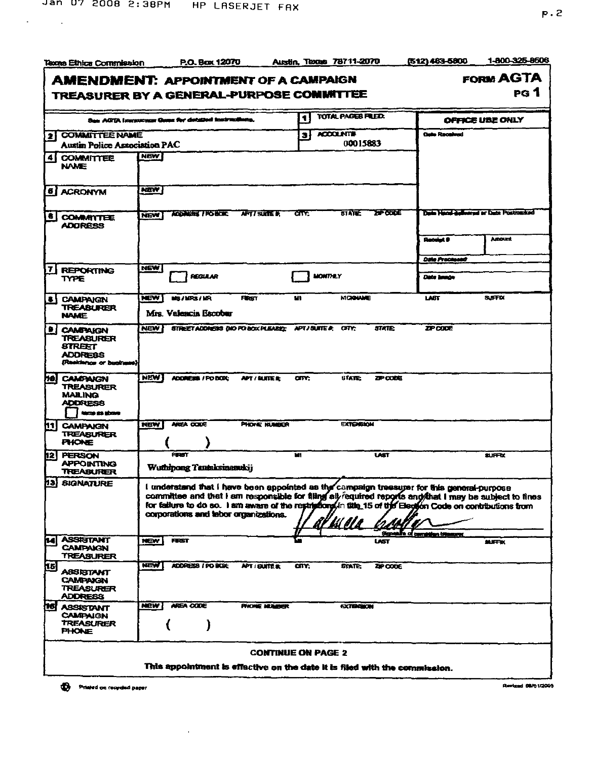Texas Ethics Commission | P.O. Box 12070 | Austin, Texas 78711-2070 | (512) 463-5800 | 1-800-325-8506

# AMENDMENT: APPOINTMENT OF A CAMPAIGN TREASURER BY A GENERAL-PURPOSE COMMITTEE

**FORM AGTA**
**PG 1**

See AGTA Instruction Guide for detailed instructions.

| | | |
|---|---|---|
| **1** TOTAL PAGES FILED: | | **OFFICE USE ONLY** |
| **2** COMMITTEE NAME: Austin Police Association PAC | **3** ACCOUNT#: 00015883 | Date Received |
| **4** COMMITTEE NAME | NEW | |
| **5** ACRONYM | NEW | |
| **6** COMMITTEE ADDRESS | NEW — ADDRESS / PO BOX; APT / SUITE #; CITY; STATE; ZIP CODE | Date Hand-delivered or Date Postmarked; Receipt #; Amount; Date Processed |
| **7** REPORTING TYPE | NEW — ☐ REGULAR ☐ MONTHLY | Date Imaged |
| **8** CAMPAIGN TREASURER NAME | NEW — MS / MRS / MR; FIRST; MI; NICKNAME; LAST; SUFFIX: Mrs. Valencia Escobar | |
| **9** CAMPAIGN TREASURER STREET ADDRESS (Residence or business) | NEW — STREET ADDRESS (NO PO BOX PLEASE); APT / SUITE #; CITY; STATE; ZIP CODE | |
| **10** CAMPAIGN TREASURER MAILING ADDRESS ☐ Same as above | NEW — ADDRESS / PO BOX; APT / SUITE #; CITY; STATE; ZIP CODE | |
| **11** CAMPAIGN TREASURER PHONE | NEW — AREA CODE; PHONE NUMBER; EXTENSION: ( ) | |
| **12** PERSON APPOINTING TREASURER | FIRST; MI; LAST; SUFFIX: Wuthipong Tantaksinanukij | |
| **13** SIGNATURE | I understand that I have been appointed as the campaign treasurer for this general-purpose committee and that I am responsible for filing all required reports and that I may be subject to fines for failure to do so. I am aware of the restrictions in title 15 of the Election Code on contributions from corporations and labor organizations. [signature] Signature of campaign treasurer | |
| **14** ASSISTANT CAMPAIGN TREASURER | NEW — FIRST; MI; LAST; SUFFIX | |
| **15** ASSISTANT CAMPAIGN TREASURER ADDRESS | NEW — ADDRESS / PO BOX; APT / SUITE #; CITY; STATE; ZIP CODE | |
| **16** ASSISTANT CAMPAIGN TREASURER PHONE | NEW — AREA CODE; PHONE NUMBER; EXTENSION: ( ) | |

**CONTINUE ON PAGE 2**

**This appointment is effective on the date it is filed with the commission.**

Printed on recycled paper

Revised 09/01/2003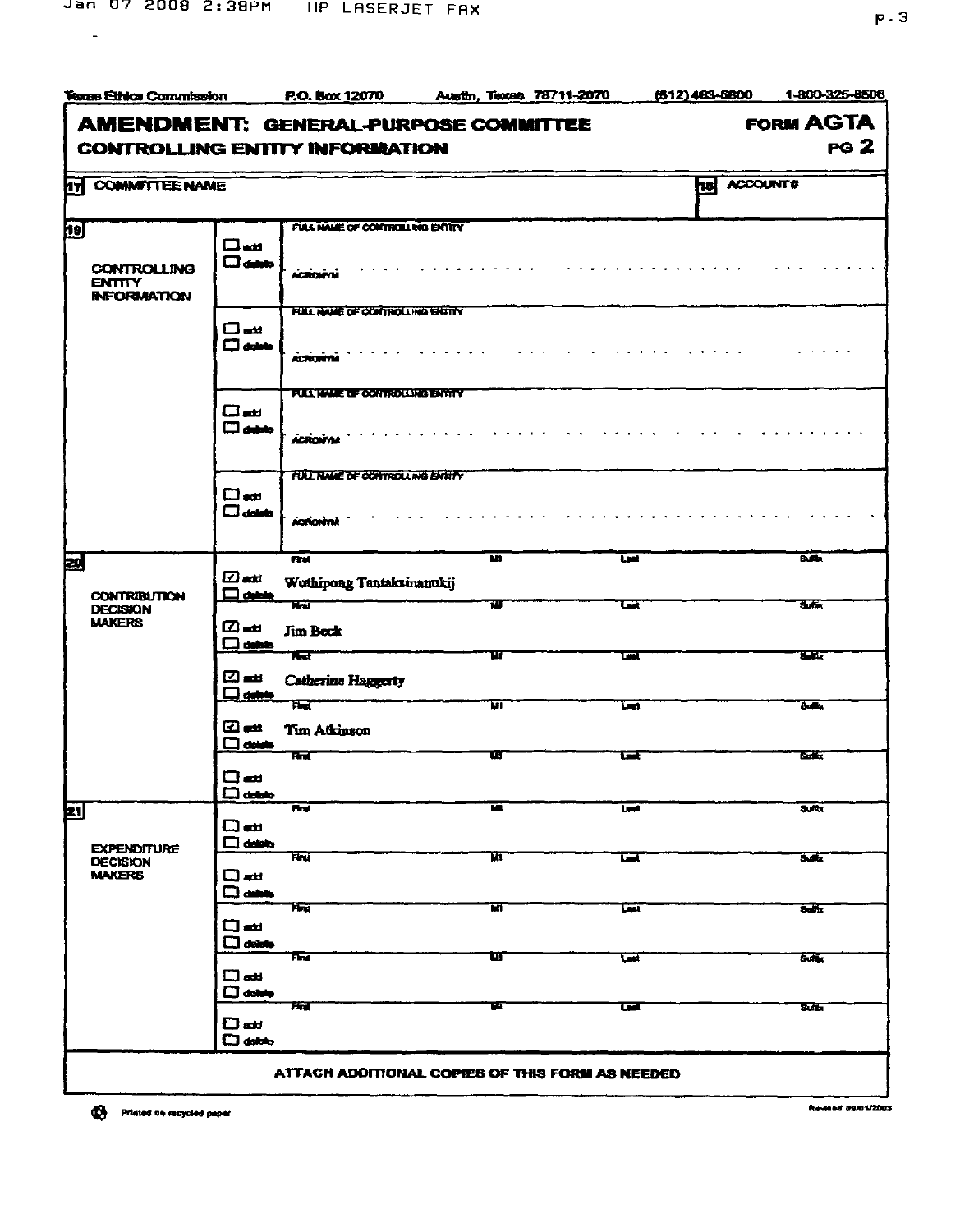Texas Ethics Commission P.O. Box 12070 Austin, Texas 78711-2070 (512) 463-5800 1-800-325-8506

# AMENDMENT: GENERAL-PURPOSE COMMITTEE CONTROLLING ENTITY INFORMATION

**FORM AGTA**
**PG 2**

| | |
|---|---|
| 17 COMMITTEE NAME | 18 ACCOUNT # |

| | | |
|---|---|---|
| 19 CONTROLLING ENTITY INFORMATION | ☐ add ☐ delete | FULL NAME OF CONTROLLING ENTITY<br>ACRONYM |
| | ☐ add ☐ delete | FULL NAME OF CONTROLLING ENTITY<br>ACRONYM |
| | ☐ add ☐ delete | FULL NAME OF CONTROLLING ENTITY<br>ACRONYM |
| | ☐ add ☐ delete | FULL NAME OF CONTROLLING ENTITY<br>ACRONYM |

| | | First | MI | Last | Suffix |
|---|---|---|---|---|---|
| 20 CONTRIBUTION DECISION MAKERS | ☑ add ☐ delete | Wuthipong Tantaksinanukij | | | |
| | ☑ add ☐ delete | Jim Beck | | | |
| | ☑ add ☐ delete | Catherine Haggerty | | | |
| | ☑ add ☐ delete | Tim Atkinson | | | |
| | ☐ add ☐ delete | | | | |
| 21 EXPENDITURE DECISION MAKERS | ☐ add ☐ delete | | | | |
| | ☐ add ☐ delete | | | | |
| | ☐ add ☐ delete | | | | |
| | ☐ add ☐ delete | | | | |
| | ☐ add ☐ delete | | | | |

**ATTACH ADDITIONAL COPIES OF THIS FORM AS NEEDED**

Printed on recycled paper

Revised 09/01/2003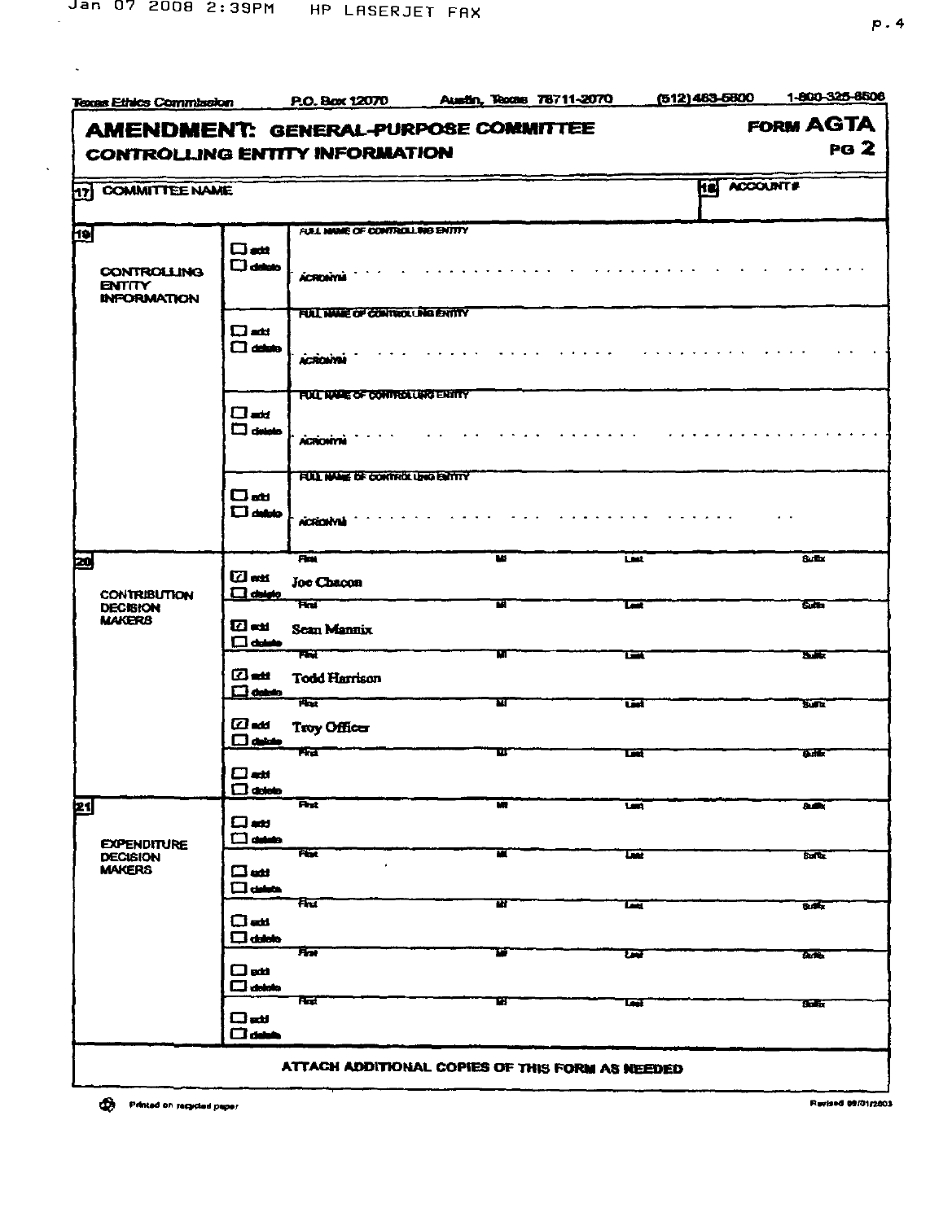Texas Ethics Commission P.O. Box 12070 Austin, Texas 78711-2070 (512) 463-5800 1-800-325-8506

# AMENDMENT: GENERAL-PURPOSE COMMITTEE CONTROLLING ENTITY INFORMATION

**FORM AGTA PG 2**

| | | |
|---|---|---|
| 17 COMMITTEE NAME | | 18 ACCOUNT # |

## 19 CONTROLLING ENTITY INFORMATION

| | | |
|---|---|---|
| ☐ add ☐ delete | FULL NAME OF CONTROLLING ENTITY | ACRONYM |
| ☐ add ☐ delete | FULL NAME OF CONTROLLING ENTITY | ACRONYM |
| ☐ add ☐ delete | FULL NAME OF CONTROLLING ENTITY | ACRONYM |
| ☐ add ☐ delete | FULL NAME OF CONTROLLING ENTITY | ACRONYM |

## 20 CONTRIBUTION DECISION MAKERS

| | First | MI | Last | Suffix |
|---|---|---|---|---|
| ☑ add ☐ delete | Joe Chacon | | | |
| ☑ add ☐ delete | Sean Mannix | | | |
| ☑ add ☐ delete | Todd Harrison | | | |
| ☑ add ☐ delete | Troy Officer | | | |
| ☐ add ☐ delete | | | | |

## 21 EXPENDITURE DECISION MAKERS

| | First | MI | Last | Suffix |
|---|---|---|---|---|
| ☐ add ☐ delete | | | | |
| ☐ add ☐ delete | | | | |
| ☐ add ☐ delete | | | | |
| ☐ add ☐ delete | | | | |
| ☐ add ☐ delete | | | | |

**ATTACH ADDITIONAL COPIES OF THIS FORM AS NEEDED**

Printed on recycled paper

Revised 09/01/2003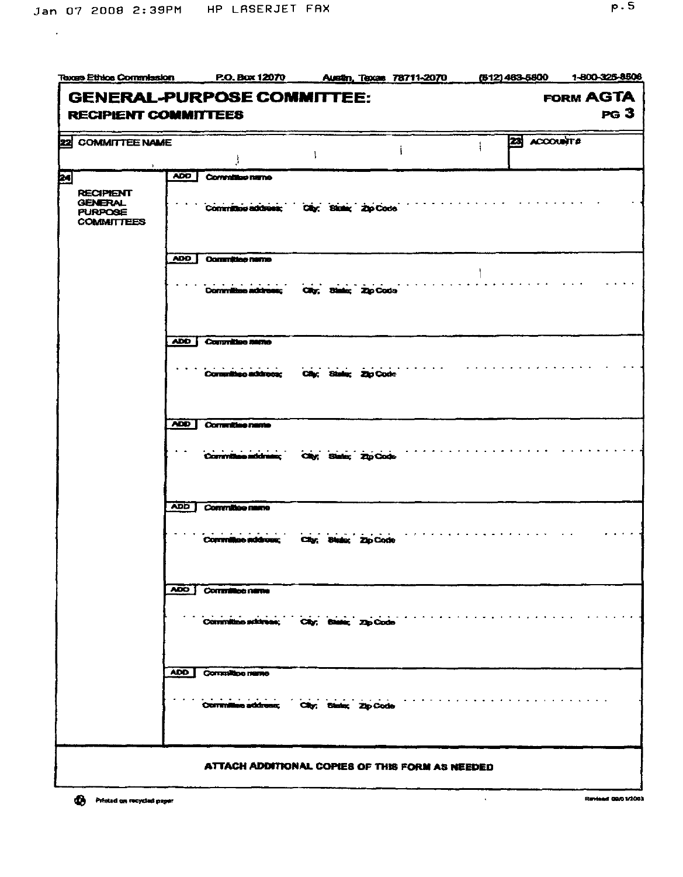Texas Ethics Commission | P.O. Box 12070 | Austin, Texas 78711-2070 | (512) 463-5800 | 1-800-325-8506

# GENERAL-PURPOSE COMMITTEE: RECIPIENT COMMITTEES

**FORM AGTA**
**PG 3**

| | |
|---|---|
| 22 COMMITTEE NAME | 23 ACCOUNT # |

| | |
|---|---|
| 24 RECIPIENT GENERAL PURPOSE COMMITTEES | ADD Committee name<br>Committee address; City; State; Zip Code |
| | ADD Committee name<br>Committee address; City; State; Zip Code |
| | ADD Committee name<br>Committee address; City; State; Zip Code |
| | ADD Committee name<br>Committee address; City; State; Zip Code |
| | ADD Committee name<br>Committee address; City; State; Zip Code |
| | ADD Committee name<br>Committee address; City; State; Zip Code |
| | ADD Committee name<br>Committee address; City; State; Zip Code |

**ATTACH ADDITIONAL COPIES OF THIS FORM AS NEEDED**

Printed on recycled paper

Revised 09/01/2003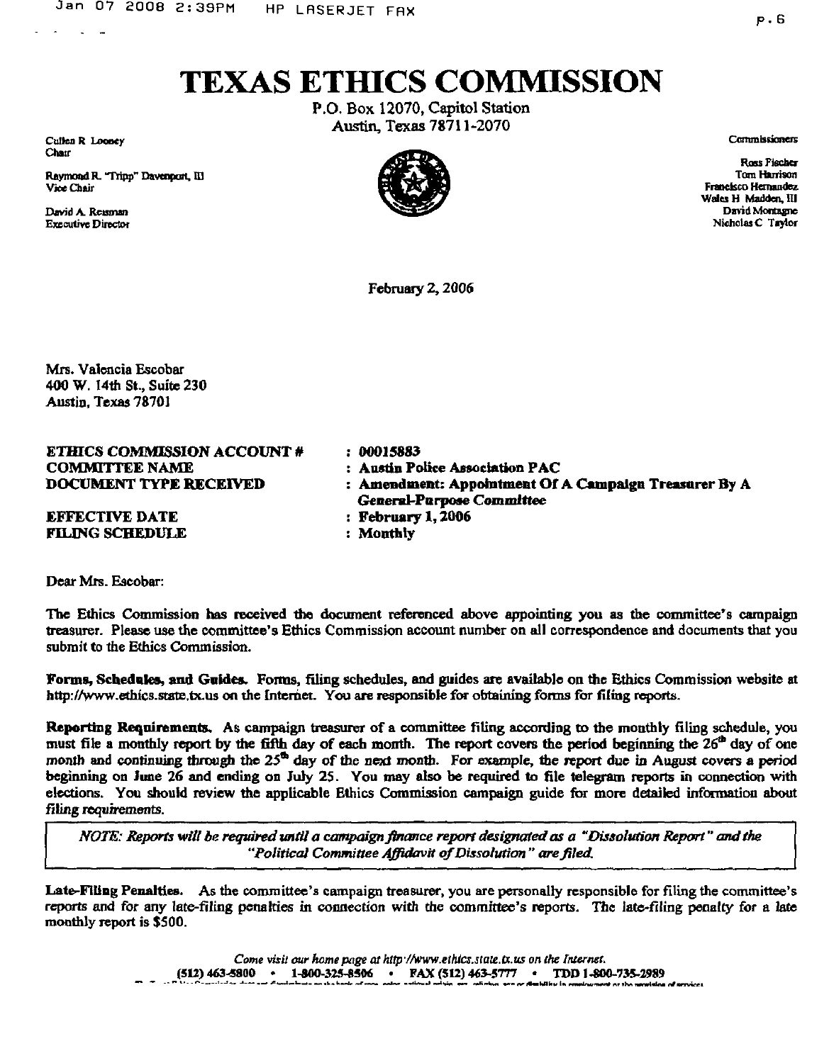# TEXAS ETHICS COMMISSION

P.O. Box 12070, Capitol Station
Austin, Texas 78711-2070

Cullen R Looney
Chair

Raymond R. "Tripp" Davenport, III
Vice Chair

David A. Reisman
Executive Director

Commissioners

Ross Fischer
Tom Harrison
Francisco Hernandez
Wales H Madden, III
David Montagne
Nicholas C Taylor

February 2, 2006

Mrs. Valencia Escobar
400 W. 14th St., Suite 230
Austin, Texas 78701

| | |
|---|---|
| **ETHICS COMMISSION ACCOUNT #** | **: 00015883** |
| **COMMITTEE NAME** | **: Austin Police Association PAC** |
| **DOCUMENT TYPE RECEIVED** | **: Amendment: Appointment Of A Campaign Treasurer By A General-Purpose Committee** |
| **EFFECTIVE DATE** | **: February 1, 2006** |
| **FILING SCHEDULE** | **: Monthly** |

Dear Mrs. Escobar:

The Ethics Commission has received the document referenced above appointing you as the committee's campaign treasurer. Please use the committee's Ethics Commission account number on all correspondence and documents that you submit to the Ethics Commission.

**Forms, Schedules, and Guides.** Forms, filing schedules, and guides are available on the Ethics Commission website at http://www.ethics.state.tx.us on the Internet. You are responsible for obtaining forms for filing reports.

**Reporting Requirements.** As campaign treasurer of a committee filing according to the monthly filing schedule, you must file a monthly report by the fifth day of each month. The report covers the period beginning the 26th day of one month and continuing through the 25th day of the next month. For example, the report due in August covers a period beginning on June 26 and ending on July 25. You may also be required to file telegram reports in connection with elections. You should review the applicable Ethics Commission campaign guide for more detailed information about filing requirements.

> *NOTE: Reports will be required until a campaign finance report designated as a "Dissolution Report" and the "Political Committee Affidavit of Dissolution" are filed.*

**Late-Filing Penalties.** As the committee's campaign treasurer, you are personally responsible for filing the committee's reports and for any late-filing penalties in connection with the committee's reports. The late-filing penalty for a late monthly report is $500.

*Come visit our home page at http://www.ethics.state.tx.us on the Internet.*
(512) 463-5800 • 1-800-325-8506 • FAX (512) 463-5777 • TDD 1-800-735-2989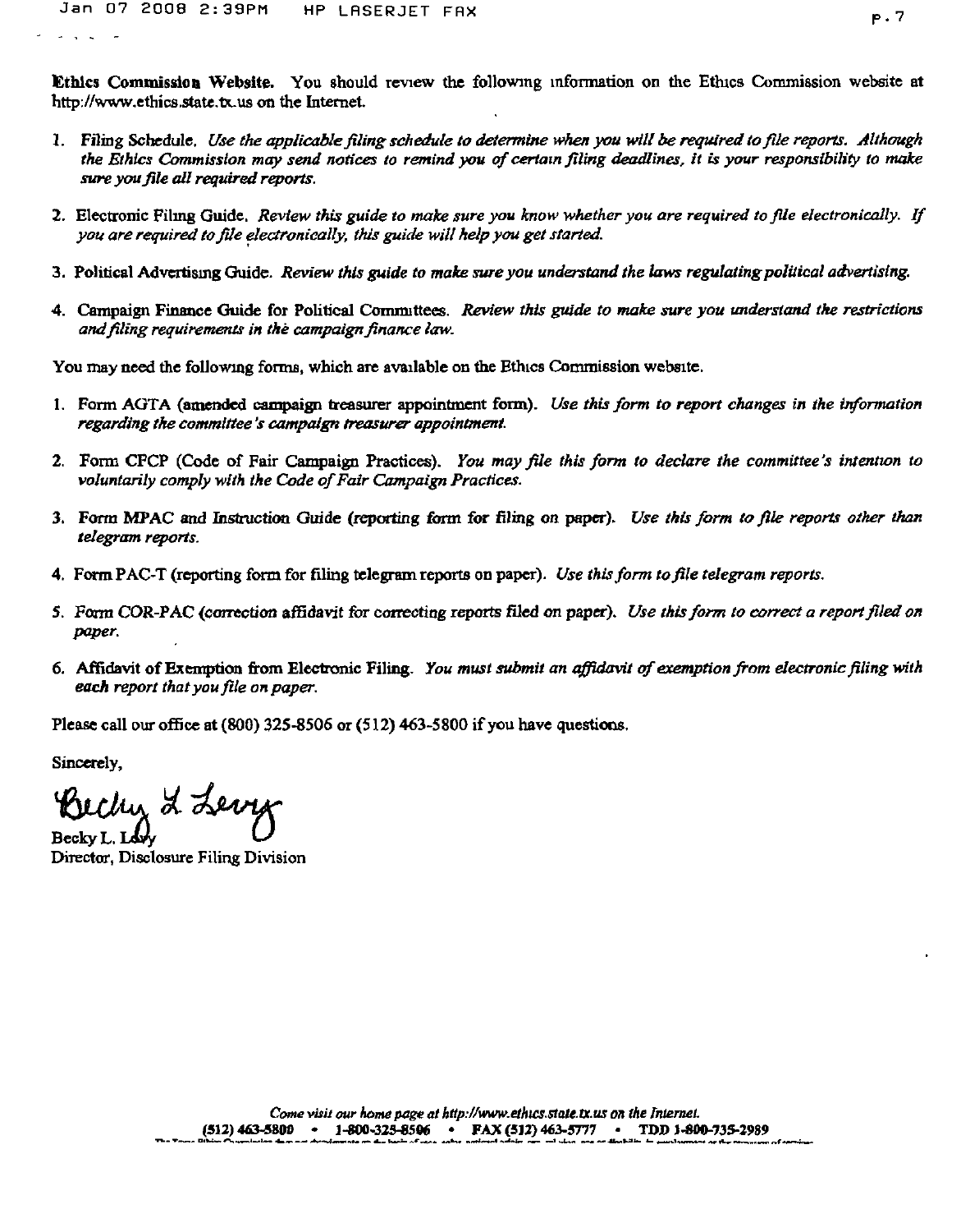**Ethics Commission Website.** You should review the following information on the Ethics Commission website at http://www.ethics.state.tx.us on the Internet.

1. Filing Schedule. *Use the applicable filing schedule to determine when you will be required to file reports. Although the Ethics Commission may send notices to remind you of certain filing deadlines, it is your responsibility to make sure you file all required reports.*

2. Electronic Filing Guide. *Review this guide to make sure you know whether you are required to file electronically. If you are required to file electronically, this guide will help you get started.*

3. Political Advertising Guide. *Review this guide to make sure you understand the laws regulating political advertising.*

4. Campaign Finance Guide for Political Committees. *Review this guide to make sure you understand the restrictions and filing requirements in the campaign finance law.*

You may need the following forms, which are available on the Ethics Commission website.

1. Form AGTA (amended campaign treasurer appointment form). *Use this form to report changes in the information regarding the committee's campaign treasurer appointment.*

2. Form CFCP (Code of Fair Campaign Practices). *You may file this form to declare the committee's intention to voluntarily comply with the Code of Fair Campaign Practices.*

3. Form MPAC and Instruction Guide (reporting form for filing on paper). *Use this form to file reports other than telegram reports.*

4. Form PAC-T (reporting form for filing telegram reports on paper). *Use this form to file telegram reports.*

5. Form COR-PAC (correction affidavit for correcting reports filed on paper). *Use this form to correct a report filed on paper.*

6. Affidavit of Exemption from Electronic Filing. *You must submit an affidavit of exemption from electronic filing with each report that you file on paper.*

Please call our office at (800) 325-8506 or (512) 463-5800 if you have questions.

Sincerely,

Becky L. Levy

Becky L. Levy
Director, Disclosure Filing Division

*Come visit our home page at http://www.ethics.state.tx.us on the Internet.*
(512) 463-5800 • 1-800-325-8506 • FAX (512) 463-5777 • TDD 1-800-735-2989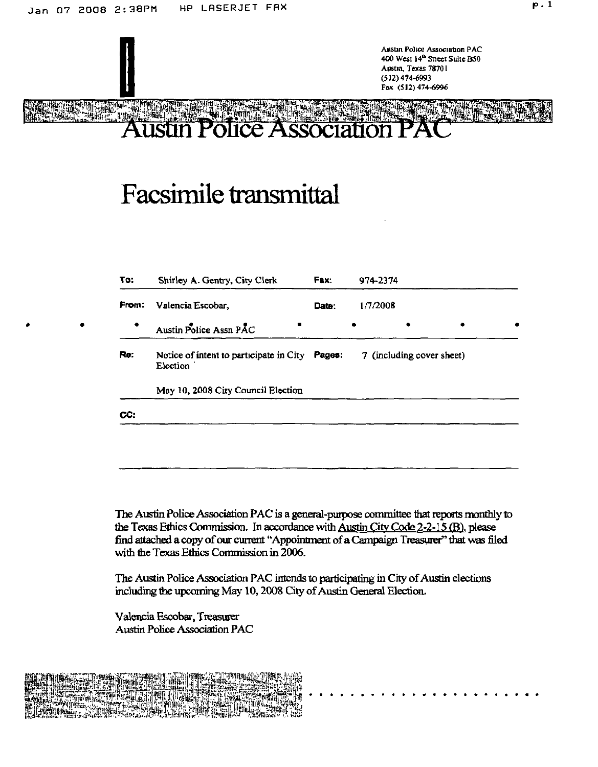Austin Police Association PAC
400 West 14th Street Suite B50
Austin, Texas 78701
(512) 474-6993
Fax (512) 474-6996

# Austin Police Association PAC

# Facsimile transmittal

| | | | |
|---|---|---|---|
| **To:** | Shirley A. Gentry, City Clerk | **Fax:** | 974-2374 |
| **From:** | Valencia Escobar, Austin Police Assn PAC | **Date:** | 1/7/2008 |
| **Re:** | Notice of intent to participate in City Election<br>May 10, 2008 City Council Election | **Pages:** | 7 (including cover sheet) |
| **CC:** | | | |

The Austin Police Association PAC is a general-purpose committee that reports monthly to the Texas Ethics Commission. In accordance with Austin City Code 2-2-15 (B), please find attached a copy of our current "Appointment of a Campaign Treasurer" that was filed with the Texas Ethics Commission in 2006.

The Austin Police Association PAC intends to participating in City of Austin elections including the upcoming May 10, 2008 City of Austin General Election.

Valencia Escobar, Treasurer
Austin Police Association PAC